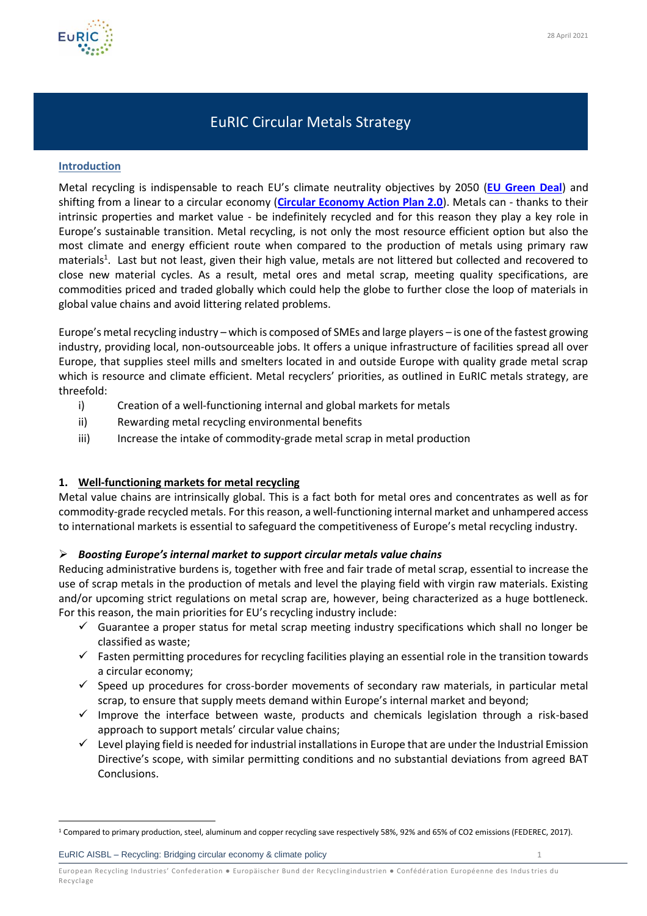# EuRIC Circular Metals Strategy

## Introduction

Metal recycling is indispensable to reach EU's climate neutrality objectives by 2050 (**EU Green Deal**) and shifting from a linear to a circular economy (**Circular Economy Action Plan 2.0**). Metals can - thanks to their intrinsic properties and market value - be indefinitely recycled and for this reason they play a key role in Europe's sustainable transition. Metal recycling, is not only the most resource efficient option but also the most climate and energy efficient route when compared to the production of metals using primary raw materials[1]. Last but not least, given their high value, metals are not littered but collected and recovered to close new material cycles. As a result, metal ores and metal scrap, meeting quality specifications, are commodities priced and traded globally which could help the globe to further close the loop of materials in global value chains and avoid littering related problems.

Europe's metal recycling industry – which is composed of SMEs and large players – is one of the fastest growing industry, providing local, non-outsourceable jobs. It offers a unique infrastructure of facilities spread all over Europe, that supplies steel mills and smelters located in and outside Europe with quality grade metal scrap which is resource and climate efficient. Metal recyclers' priorities, as outlined in EuRIC metals strategy, are threefold:

i) Creation of a well-functioning internal and global markets for metals
ii) Rewarding metal recycling environmental benefits
iii) Increase the intake of commodity-grade metal scrap in metal production

## 1. Well-functioning markets for metal recycling

Metal value chains are intrinsically global. This is a fact both for metal ores and concentrates as well as for commodity-grade recycled metals. For this reason, a well-functioning internal market and unhampered access to international markets is essential to safeguard the competitiveness of Europe's metal recycling industry.

### ➢ *Boosting Europe's internal market to support circular metals value chains*

Reducing administrative burdens is, together with free and fair trade of metal scrap, essential to increase the use of scrap metals in the production of metals and level the playing field with virgin raw materials. Existing and/or upcoming strict regulations on metal scrap are, however, being characterized as a huge bottleneck. For this reason, the main priorities for EU's recycling industry include:

- ✓ Guarantee a proper status for metal scrap meeting industry specifications which shall no longer be classified as waste;
- ✓ Fasten permitting procedures for recycling facilities playing an essential role in the transition towards a circular economy;
- ✓ Speed up procedures for cross-border movements of secondary raw materials, in particular metal scrap, to ensure that supply meets demand within Europe's internal market and beyond;
- ✓ Improve the interface between waste, products and chemicals legislation through a risk-based approach to support metals' circular value chains;
- ✓ Level playing field is needed for industrial installations in Europe that are under the Industrial Emission Directive's scope, with similar permitting conditions and no substantial deviations from agreed BAT Conclusions.

---

[1] Compared to primary production, steel, aluminum and copper recycling save respectively 58%, 92% and 65% of $CO_2$ emissions (FEDEREC, 2017).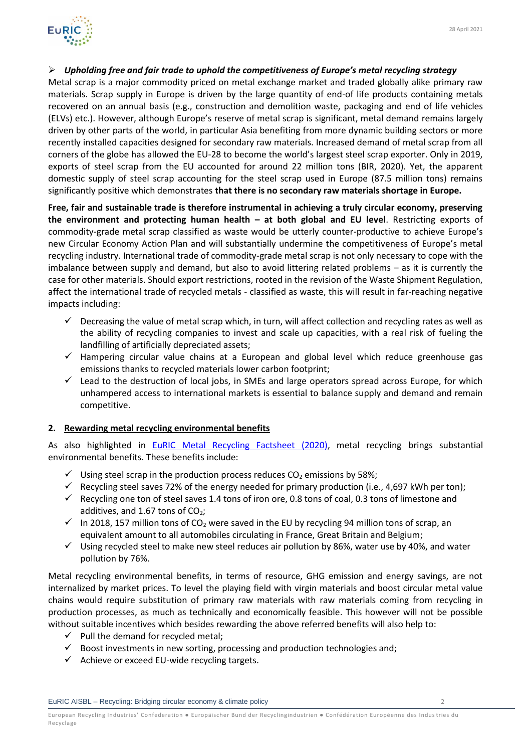- ***Upholding free and fair trade to uphold the competitiveness of Europe's metal recycling strategy***

Metal scrap is a major commodity priced on metal exchange market and traded globally alike primary raw materials. Scrap supply in Europe is driven by the large quantity of end-of life products containing metals recovered on an annual basis (e.g., construction and demolition waste, packaging and end of life vehicles (ELVs) etc.). However, although Europe's reserve of metal scrap is significant, metal demand remains largely driven by other parts of the world, in particular Asia benefiting from more dynamic building sectors or more recently installed capacities designed for secondary raw materials. Increased demand of metal scrap from all corners of the globe has allowed the EU-28 to become the world's largest steel scrap exporter. Only in 2019, exports of steel scrap from the EU accounted for around 22 million tons (BIR, 2020). Yet, the apparent domestic supply of steel scrap accounting for the steel scrap used in Europe (87.5 million tons) remains significantly positive which demonstrates **that there is no secondary raw materials shortage in Europe.**

**Free, fair and sustainable trade is therefore instrumental in achieving a truly circular economy, preserving the environment and protecting human health – at both global and EU level**. Restricting exports of commodity-grade metal scrap classified as waste would be utterly counter-productive to achieve Europe's new Circular Economy Action Plan and will substantially undermine the competitiveness of Europe's metal recycling industry. International trade of commodity-grade metal scrap is not only necessary to cope with the imbalance between supply and demand, but also to avoid littering related problems – as it is currently the case for other materials. Should export restrictions, rooted in the revision of the Waste Shipment Regulation, affect the international trade of recycled metals - classified as waste, this will result in far-reaching negative impacts including:

- ✓ Decreasing the value of metal scrap which, in turn, will affect collection and recycling rates as well as the ability of recycling companies to invest and scale up capacities, with a real risk of fueling the landfilling of artificially depreciated assets;
- ✓ Hampering circular value chains at a European and global level which reduce greenhouse gas emissions thanks to recycled materials lower carbon footprint;
- ✓ Lead to the destruction of local jobs, in SMEs and large operators spread across Europe, for which unhampered access to international markets is essential to balance supply and demand and remain competitive.

## 2. Rewarding metal recycling environmental benefits

As also highlighted in [EuRIC Metal Recycling Factsheet (2020)](), metal recycling brings substantial environmental benefits. These benefits include:

- ✓ Using steel scrap in the production process reduces $CO_2$ emissions by 58%;
- ✓ Recycling steel saves 72% of the energy needed for primary production (i.e., 4,697 kWh per ton);
- ✓ Recycling one ton of steel saves 1.4 tons of iron ore, 0.8 tons of coal, 0.3 tons of limestone and additives, and 1.67 tons of $CO_2$;
- ✓ In 2018, 157 million tons of $CO_2$ were saved in the EU by recycling 94 million tons of scrap, an equivalent amount to all automobiles circulating in France, Great Britain and Belgium;
- ✓ Using recycled steel to make new steel reduces air pollution by 86%, water use by 40%, and water pollution by 76%.

Metal recycling environmental benefits, in terms of resource, GHG emission and energy savings, are not internalized by market prices. To level the playing field with virgin materials and boost circular metal value chains would require substitution of primary raw materials with raw materials coming from recycling in production processes, as much as technically and economically feasible. This however will not be possible without suitable incentives which besides rewarding the above referred benefits will also help to:

- ✓ Pull the demand for recycled metal;
- ✓ Boost investments in new sorting, processing and production technologies and;
- ✓ Achieve or exceed EU-wide recycling targets.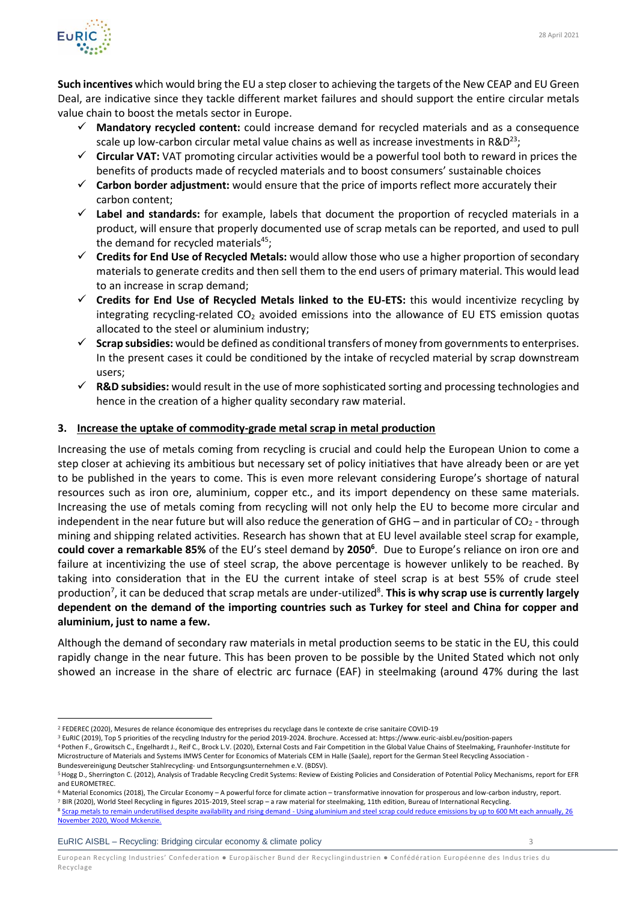**Such incentives** which would bring the EU a step closer to achieving the targets of the New CEAP and EU Green Deal, are indicative since they tackle different market failures and should support the entire circular metals value chain to boost the metals sector in Europe.

- ✓ **Mandatory recycled content:** could increase demand for recycled materials and as a consequence scale up low-carbon circular metal value chains as well as increase investments in R&D[23];
- ✓ **Circular VAT:** VAT promoting circular activities would be a powerful tool both to reward in prices the benefits of products made of recycled materials and to boost consumers' sustainable choices
- ✓ **Carbon border adjustment:** would ensure that the price of imports reflect more accurately their carbon content;
- ✓ **Label and standards:** for example, labels that document the proportion of recycled materials in a product, will ensure that properly documented use of scrap metals can be reported, and used to pull the demand for recycled materials[45];
- ✓ **Credits for End Use of Recycled Metals:** would allow those who use a higher proportion of secondary materials to generate credits and then sell them to the end users of primary material. This would lead to an increase in scrap demand;
- ✓ **Credits for End Use of Recycled Metals linked to the EU-ETS:** this would incentivize recycling by integrating recycling-related $CO_2$ avoided emissions into the allowance of EU ETS emission quotas allocated to the steel or aluminium industry;
- ✓ **Scrap subsidies:** would be defined as conditional transfers of money from governments to enterprises. In the present cases it could be conditioned by the intake of recycled material by scrap downstream users;
- ✓ **R&D subsidies:** would result in the use of more sophisticated sorting and processing technologies and hence in the creation of a higher quality secondary raw material.

## 3. Increase the uptake of commodity-grade metal scrap in metal production

Increasing the use of metals coming from recycling is crucial and could help the European Union to come a step closer at achieving its ambitious but necessary set of policy initiatives that have already been or are yet to be published in the years to come. This is even more relevant considering Europe's shortage of natural resources such as iron ore, aluminium, copper etc., and its import dependency on these same materials. Increasing the use of metals coming from recycling will not only help the EU to become more circular and independent in the near future but will also reduce the generation of GHG – and in particular of $CO_2$ - through mining and shipping related activities. Research has shown that at EU level available steel scrap for example, **could cover a remarkable 85%** of the EU's steel demand by **2050[6]**. Due to Europe's reliance on iron ore and failure at incentivizing the use of steel scrap, the above percentage is however unlikely to be reached. By taking into consideration that in the EU the current intake of steel scrap is at best 55% of crude steel production[7], it can be deduced that scrap metals are under-utilized[8]. **This is why scrap use is currently largely dependent on the demand of the importing countries such as Turkey for steel and China for copper and aluminium, just to name a few.**

Although the demand of secondary raw materials in metal production seems to be static in the EU, this could rapidly change in the near future. This has been proven to be possible by the United Stated which not only showed an increase in the share of electric arc furnace (EAF) in steelmaking (around 47% during the last

---

[2] FEDEREC (2020), Mesures de relance économique des entreprises du recyclage dans le contexte de crise sanitaire COVID-19

[3] EuRIC (2019), Top 5 priorities of the recycling Industry for the period 2019-2024. Brochure. Accessed at: https://www.euric-aisbl.eu/position-papers

[4] Pothen F., Growitsch C., Engelhardt J., Reif C., Brock L.V. (2020), External Costs and Fair Competition in the Global Value Chains of Steelmaking, Fraunhofer-Institute for Microstructure of Materials and Systems IMWS Center for Economics of Materials CEM in Halle (Saale), report for the German Steel Recycling Association - Bundesvereinigung Deutscher Stahlrecycling- und Entsorgungsunternehmen e.V. (BDSV).

[5] Hogg D., Sherrington C. (2012), Analysis of Tradable Recycling Credit Systems: Review of Existing Policies and Consideration of Potential Policy Mechanisms, report for EFR and EUROMETREC.

[6] Material Economics (2018), The Circular Economy – A powerful force for climate action – transformative innovation for prosperous and low-carbon industry, report.

[7] BIR (2020), World Steel Recycling in figures 2015-2019, Steel scrap – a raw material for steelmaking, 11th edition, Bureau of International Recycling.

[8] Scrap metals to remain underutilised despite availability and rising demand - Using aluminium and steel scrap could reduce emissions by up to 600 Mt each annually, 26 November 2020, Wood Mckenzie.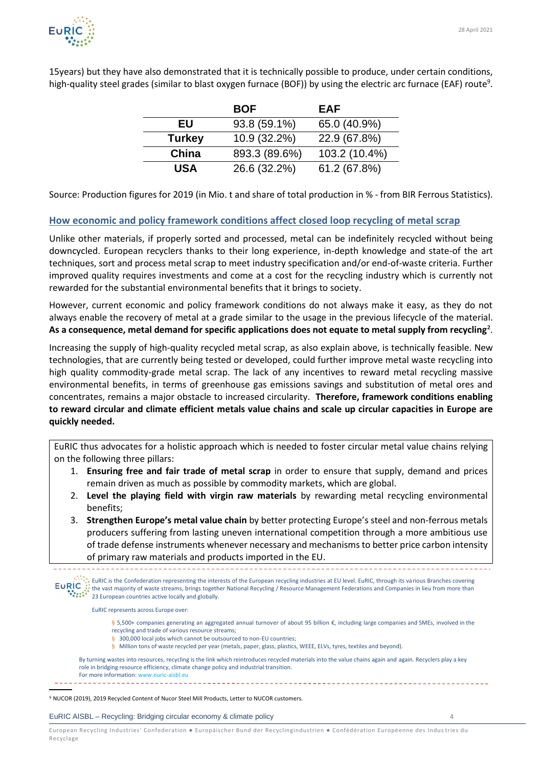15years) but they have also demonstrated that it is technically possible to produce, under certain conditions, high-quality steel grades (similar to blast oxygen furnace (BOF)) by using the electric arc furnace (EAF) route[9].

| | BOF | EAF |
|---|---|---|
| **EU** | 93.8 (59.1%) | 65.0 (40.9%) |
| **Turkey** | 10.9 (32.2%) | 22.9 (67.8%) |
| **China** | 893.3 (89.6%) | 103.2 (10.4%) |
| **USA** | 26.6 (32.2%) | 61.2 (67.8%) |

Source: Production figures for 2019 (in Mio. t and share of total production in % - from BIR Ferrous Statistics).

## How economic and policy framework conditions affect closed loop recycling of metal scrap

Unlike other materials, if properly sorted and processed, metal can be indefinitely recycled without being downcycled. European recyclers thanks to their long experience, in-depth knowledge and state-of the art techniques, sort and process metal scrap to meet industry specification and/or end-of-waste criteria. Further improved quality requires investments and come at a cost for the recycling industry which is currently not rewarded for the substantial environmental benefits that it brings to society.

However, current economic and policy framework conditions do not always make it easy, as they do not always enable the recovery of metal at a grade similar to the usage in the previous lifecycle of the material. **As a consequence, metal demand for specific applications does not equate to metal supply from recycling**[2].

Increasing the supply of high-quality recycled metal scrap, as also explain above, is technically feasible. New technologies, that are currently being tested or developed, could further improve metal waste recycling into high quality commodity-grade metal scrap. The lack of any incentives to reward metal recycling massive environmental benefits, in terms of greenhouse gas emissions savings and substitution of metal ores and concentrates, remains a major obstacle to increased circularity. **Therefore, framework conditions enabling to reward circular and climate efficient metals value chains and scale up circular capacities in Europe are quickly needed.**

EuRIC thus advocates for a holistic approach which is needed to foster circular metal value chains relying on the following three pillars:

1. **Ensuring free and fair trade of metal scrap** in order to ensure that supply, demand and prices remain driven as much as possible by commodity markets, which are global.
2. **Level the playing field with virgin raw materials** by rewarding metal recycling environmental benefits;
3. **Strengthen Europe's metal value chain** by better protecting Europe's steel and non-ferrous metals producers suffering from lasting uneven international competition through a more ambitious use of trade defense instruments whenever necessary and mechanisms to better price carbon intensity of primary raw materials and products imported in the EU.

---

EuRIC is the Confederation representing the interests of the European recycling industries at EU level. EuRIC, through its various Branches covering the vast majority of waste streams, brings together National Recycling / Resource Management Federations and Companies in lieu from more than 23 European countries active locally and globally.

EuRIC represents across Europe over:

- 5,500+ companies generating an aggregated annual turnover of about 95 billion €, including large companies and SMEs, involved in the recycling and trade of various resource streams;
- 300,000 local jobs which cannot be outsourced to non-EU countries;
- Million tons of waste recycled per year (metals, paper, glass, plastics, WEEE, ELVs, tyres, textiles and beyond).

By turning wastes into resources, recycling is the link which reintroduces recycled materials into the value chains again and again. Recyclers play a key role in bridging resource efficiency, climate change policy and industrial transition.
For more information: www.euric-aisbl.eu

---

[9] NUCOR (2019), 2019 Recycled Content of Nucor Steel Mill Products, Letter to NUCOR customers.